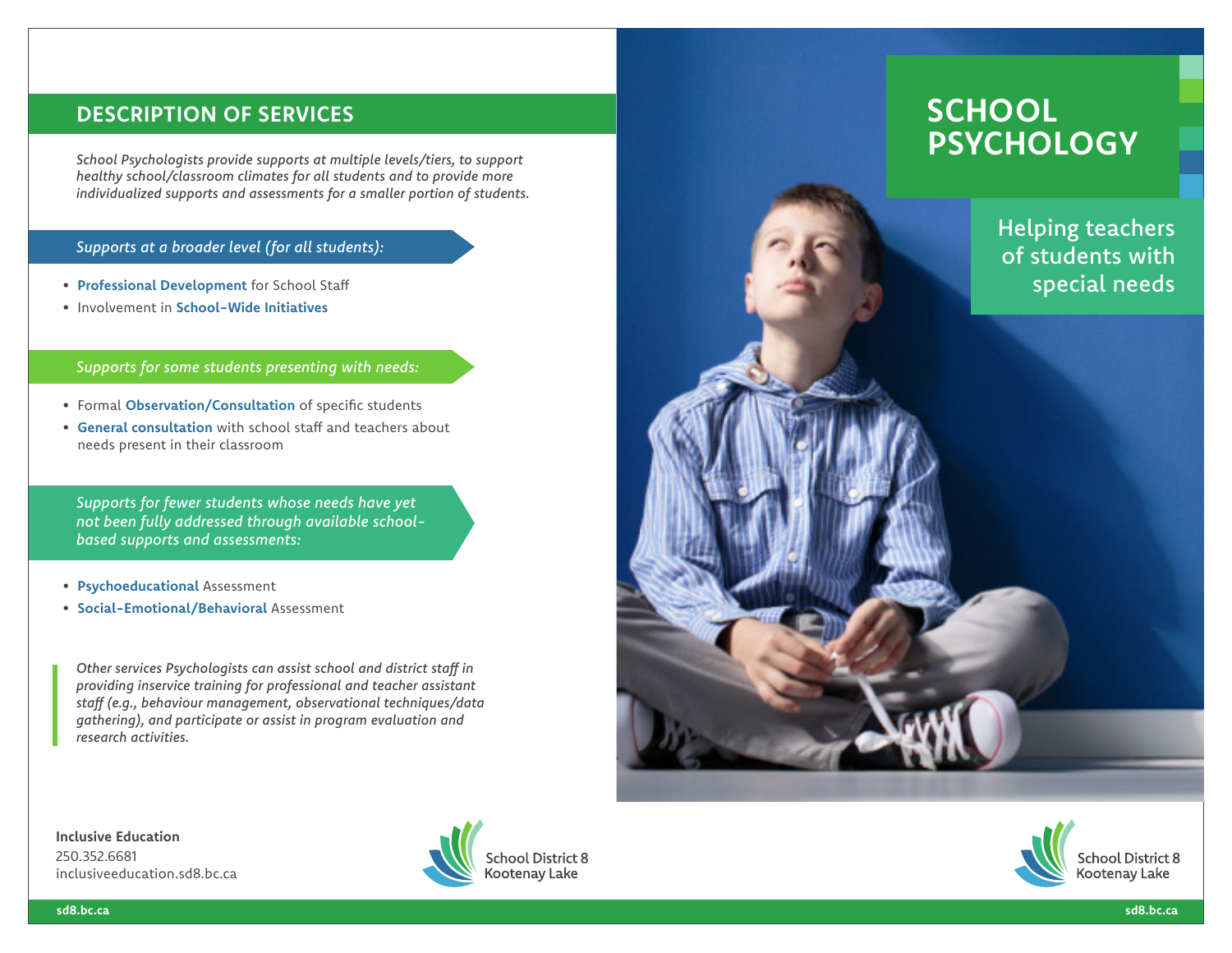## DESCRIPTION OF SERVICES

*School Psychologists provide supports at multiple levels/tiers, to support healthy school/classroom climates for all students and to provide more individualized supports and assessments for a smaller portion of students.*

*Supports at a broader level (for all students):*

- **Professional Development** for School Staff
- Involvement in **School-Wide Initiatives**

*Supports for some students presenting with needs:*

- Formal **Observation/Consultation** of specific students
- **General consultation** with school staff and teachers about needs present in their classroom

*Supports for fewer students whose needs have yet not been fully addressed through available school-based supports and assessments:*

- **Psychoeducational** Assessment
- **Social-Emotional/Behavioral** Assessment

*Other services Psychologists can assist school and district staff in providing inservice training for professional and teacher assistant staff (e.g., behaviour management, observational techniques/data gathering), and participate or assist in program evaluation and research activities.*

**Inclusive Education**
250.352.6681
inclusiveeducation.sd8.bc.ca

School District 8 Kootenay Lake

sd8.bc.ca

# SCHOOL PSYCHOLOGY

Helping teachers of students with special needs

School District 8 Kootenay Lake

sd8.bc.ca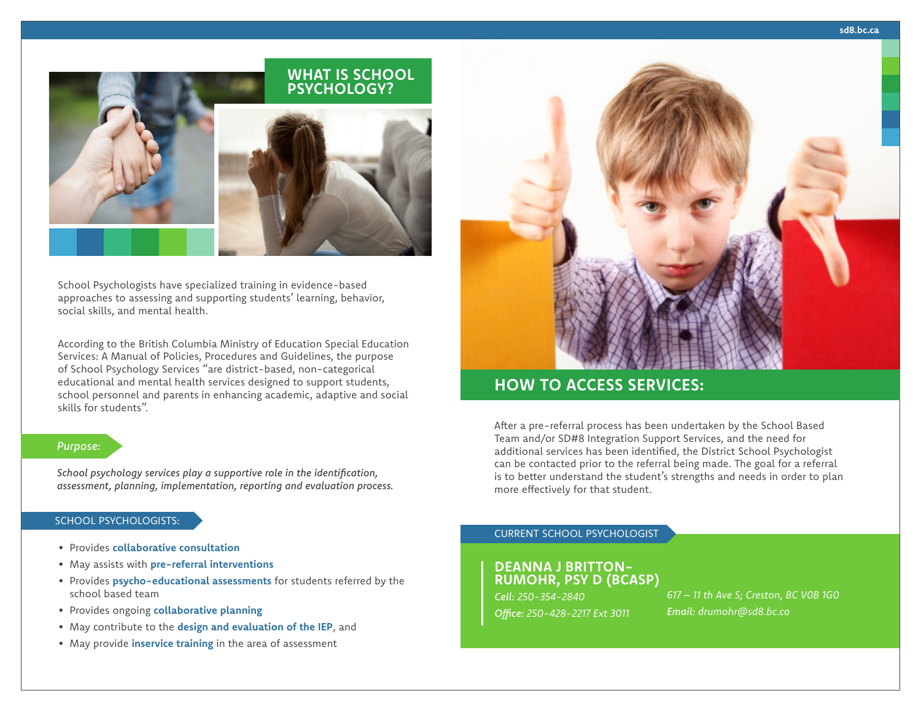## WHAT IS SCHOOL PSYCHOLOGY?

School Psychologists have specialized training in evidence-based approaches to assessing and supporting students' learning, behavior, social skills, and mental health.

According to the British Columbia Ministry of Education Special Education Services: A Manual of Policies, Procedures and Guidelines, the purpose of School Psychology Services "are district-based, non-categorical educational and mental health services designed to support students, school personnel and parents in enhancing academic, adaptive and social skills for students".

*Purpose:*

*School psychology services play a supportive role in the identification, assessment, planning, implementation, reporting and evaluation process.*

### SCHOOL PSYCHOLOGISTS:

- Provides **collaborative consultation**
- May assists with **pre-referral interventions**
- Provides **psycho-educational assessments** for students referred by the school based team
- Provides ongoing **collaborative planning**
- May contribute to the **design and evaluation of the IEP**, and
- May provide **inservice training** in the area of assessment

## HOW TO ACCESS SERVICES:

After a pre-referral process has been undertaken by the School Based Team and/or SD#8 Integration Support Services, and the need for additional services has been identified, the District School Psychologist can be contacted prior to the referral being made. The goal for a referral is to better understand the student's strengths and needs in order to plan more effectively for that student.

### CURRENT SCHOOL PSYCHOLOGIST

**DEANNA J BRITTON-RUMOHR, PSY D (BCASP)**

*Cell: 250-354-2840*

*Office: 250-428-2217 Ext 3011*

*617 – 11 th Ave S; Creston, BC V0B 1G0*

*Email: drumohr@sd8.bc.ca*